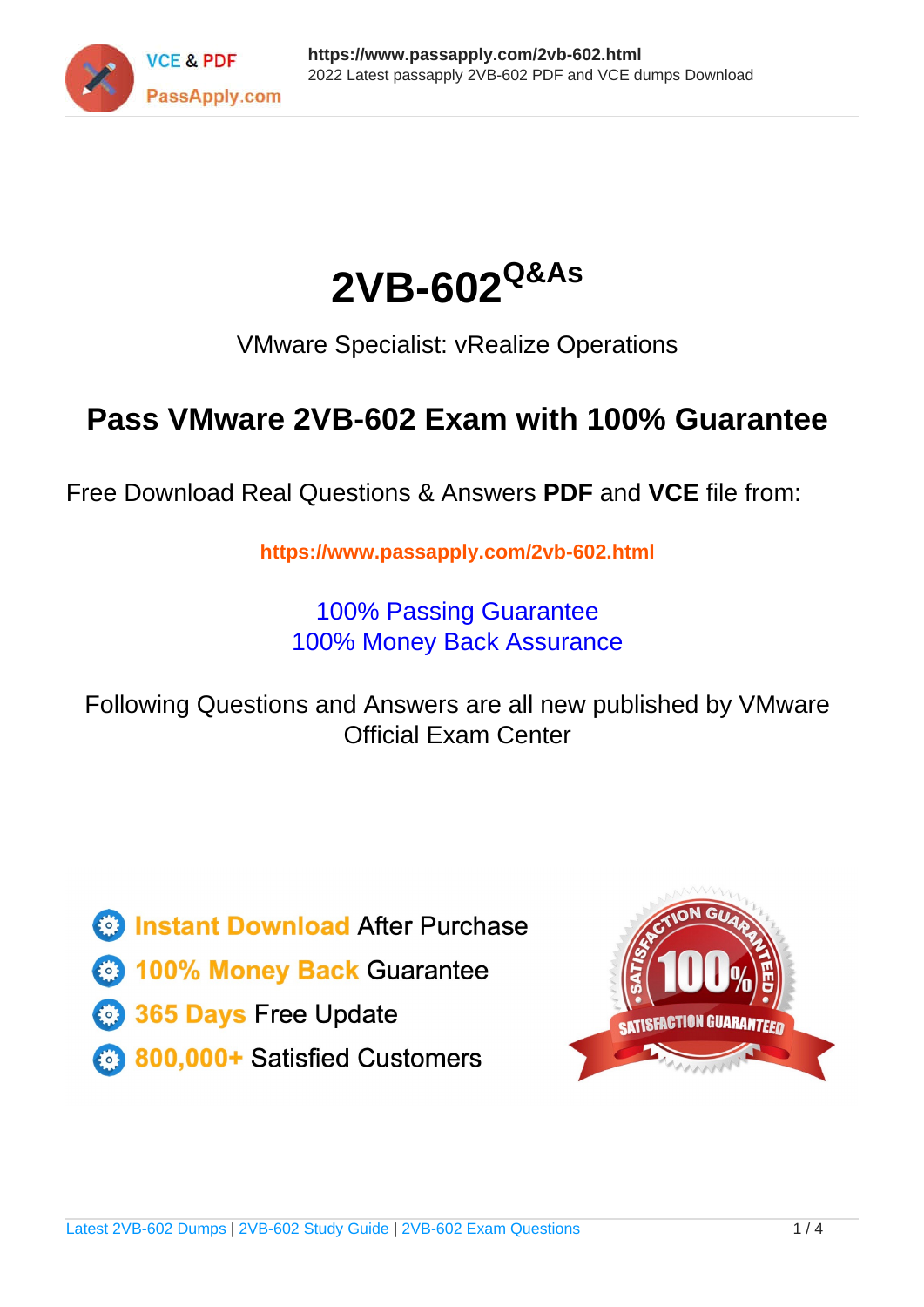# 2VB-602$^{Q\&As}$

VMware Specialist: vRealize Operations

## Pass VMware 2VB-602 Exam with 100% Guarantee

Free Download Real Questions & Answers **PDF** and **VCE** file from:

**https://www.passapply.com/2vb-602.html**

100% Passing Guarantee
100% Money Back Assurance

Following Questions and Answers are all new published by VMware Official Exam Center

- **Instant Download** After Purchase
- **100% Money Back** Guarantee
- **365 Days** Free Update
- **800,000+** Satisfied Customers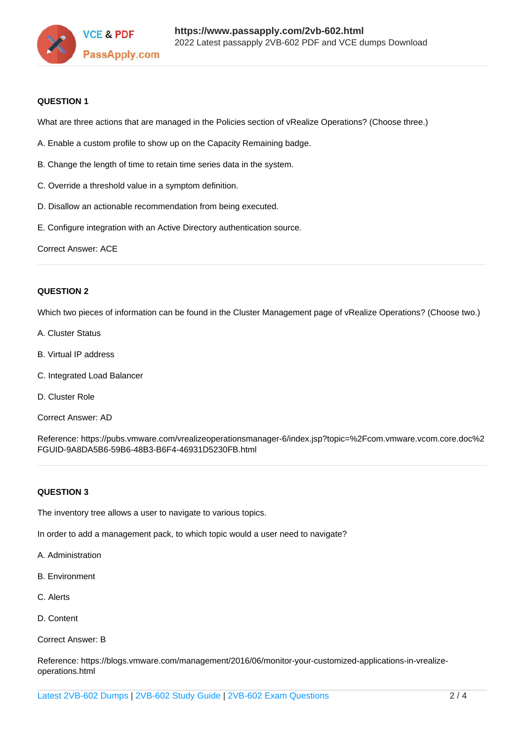**QUESTION 1**

What are three actions that are managed in the Policies section of vRealize Operations? (Choose three.)

A. Enable a custom profile to show up on the Capacity Remaining badge.

B. Change the length of time to retain time series data in the system.

C. Override a threshold value in a symptom definition.

D. Disallow an actionable recommendation from being executed.

E. Configure integration with an Active Directory authentication source.

Correct Answer: ACE

---

**QUESTION 2**

Which two pieces of information can be found in the Cluster Management page of vRealize Operations? (Choose two.)

A. Cluster Status

B. Virtual IP address

C. Integrated Load Balancer

D. Cluster Role

Correct Answer: AD

Reference: https://pubs.vmware.com/vrealizeoperationsmanager-6/index.jsp?topic=%2Fcom.vmware.vcom.core.doc%2FGUID-9A8DA5B6-59B6-48B3-B6F4-46931D5230FB.html

---

**QUESTION 3**

The inventory tree allows a user to navigate to various topics.

In order to add a management pack, to which topic would a user need to navigate?

A. Administration

B. Environment

C. Alerts

D. Content

Correct Answer: B

Reference: https://blogs.vmware.com/management/2016/06/monitor-your-customized-applications-in-vrealize-operations.html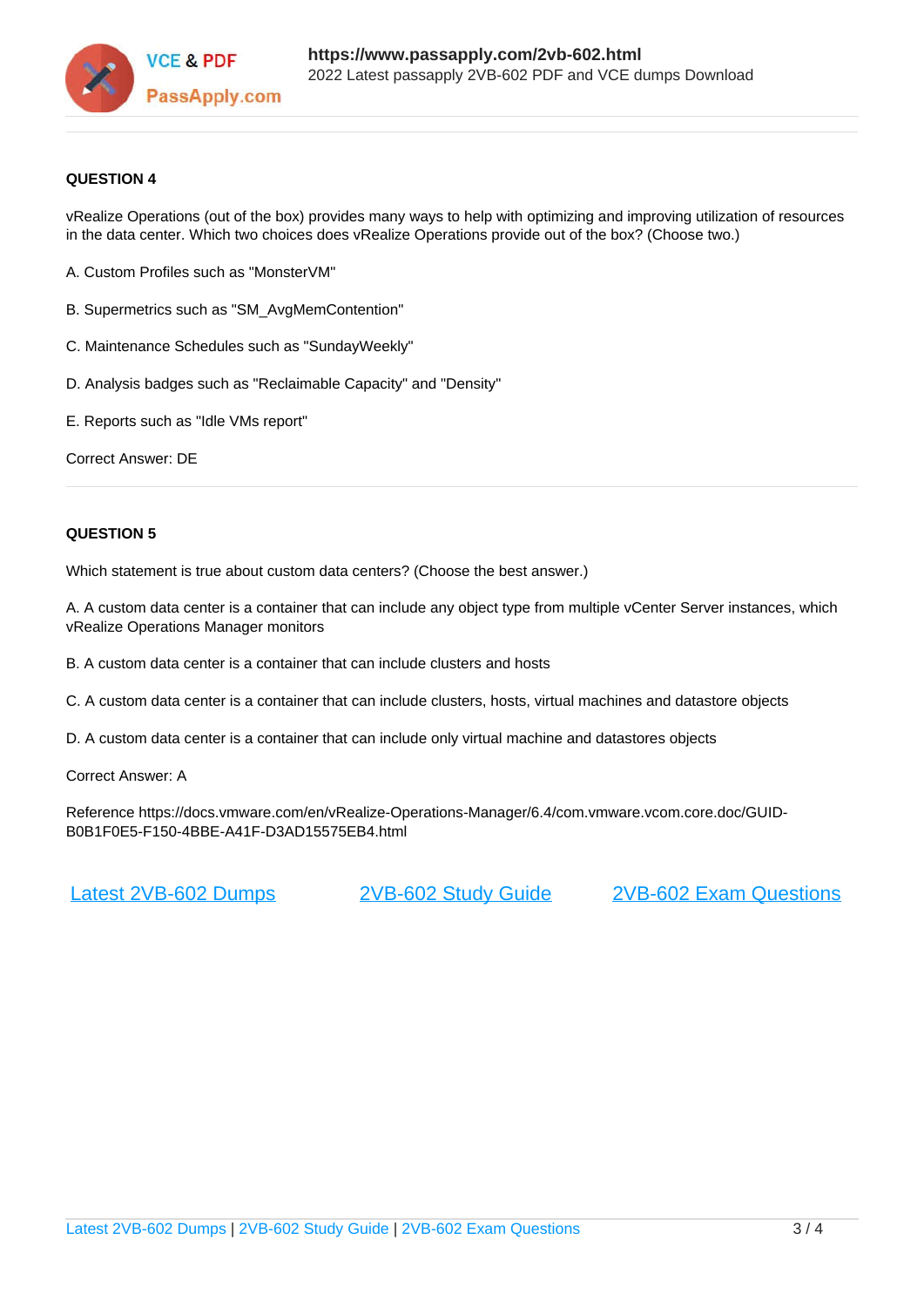**QUESTION 4**

vRealize Operations (out of the box) provides many ways to help with optimizing and improving utilization of resources in the data center. Which two choices does vRealize Operations provide out of the box? (Choose two.)

A. Custom Profiles such as "MonsterVM"

B. Supermetrics such as "SM_AvgMemContention"

C. Maintenance Schedules such as "SundayWeekly"

D. Analysis badges such as "Reclaimable Capacity" and "Density"

E. Reports such as "Idle VMs report"

Correct Answer: DE

---

**QUESTION 5**

Which statement is true about custom data centers? (Choose the best answer.)

A. A custom data center is a container that can include any object type from multiple vCenter Server instances, which vRealize Operations Manager monitors

B. A custom data center is a container that can include clusters and hosts

C. A custom data center is a container that can include clusters, hosts, virtual machines and datastore objects

D. A custom data center is a container that can include only virtual machine and datastores objects

Correct Answer: A

Reference https://docs.vmware.com/en/vRealize-Operations-Manager/6.4/com.vmware.vcom.core.doc/GUID-B0B1F0E5-F150-4BBE-A41F-D3AD15575EB4.html

Latest 2VB-602 Dumps | 2VB-602 Study Guide | 2VB-602 Exam Questions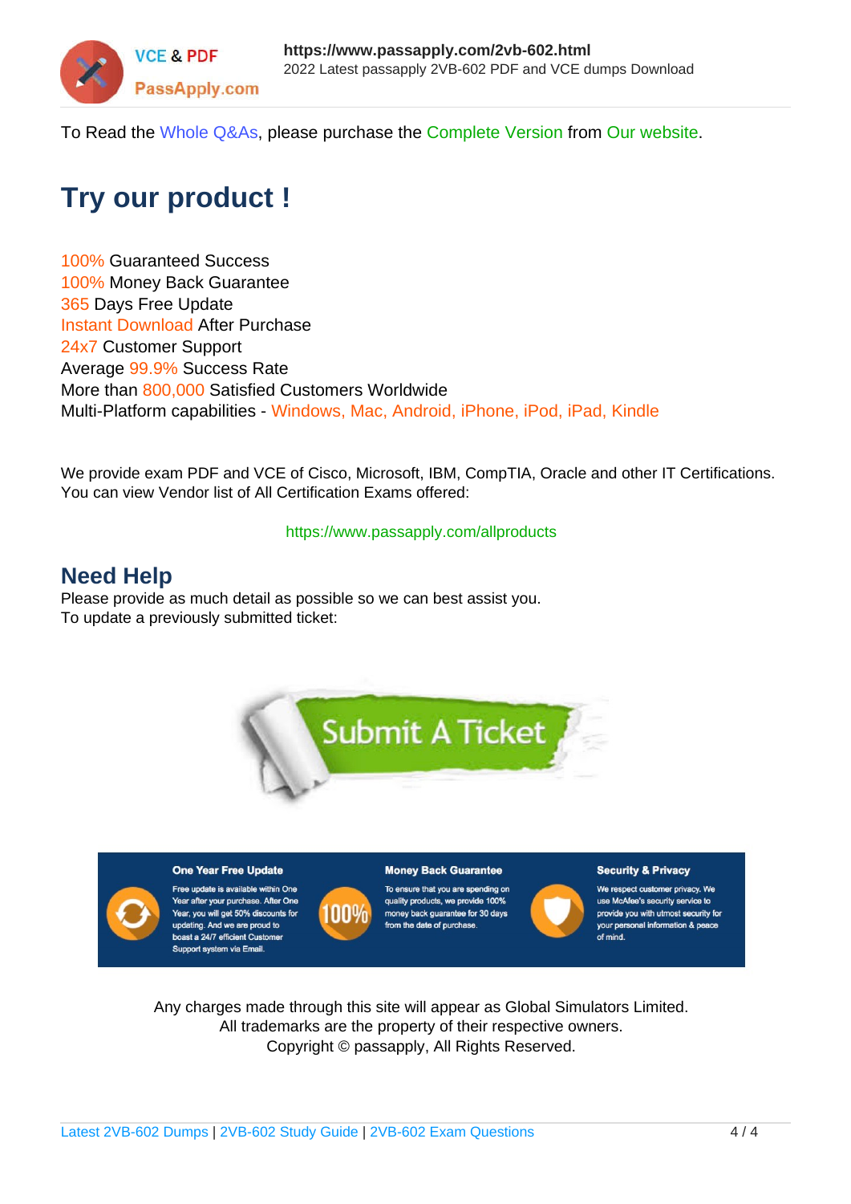To Read the Whole Q&As, please purchase the Complete Version from Our website.

# Try our product !

100% Guaranteed Success
100% Money Back Guarantee
365 Days Free Update
Instant Download After Purchase
24x7 Customer Support
Average 99.9% Success Rate
More than 800,000 Satisfied Customers Worldwide
Multi-Platform capabilities - Windows, Mac, Android, iPhone, iPod, iPad, Kindle

We provide exam PDF and VCE of Cisco, Microsoft, IBM, CompTIA, Oracle and other IT Certifications.
You can view Vendor list of All Certification Exams offered:

https://www.passapply.com/allproducts

## Need Help

Please provide as much detail as possible so we can best assist you.
To update a previously submitted ticket:

Submit A Ticket

**One Year Free Update**
Free update is available within One Year after your purchase. After One Year, you will get 50% discounts for updating. And we are proud to boast a 24/7 efficient Customer Support system via Email.

**Money Back Guarantee**
To ensure that you are spending on quality products, we provide 100% money back guarantee for 30 days from the date of purchase.

**Security & Privacy**
We respect customer privacy. We use McAfee's security service to provide you with utmost security for your personal information & peace of mind.

Any charges made through this site will appear as Global Simulators Limited.
All trademarks are the property of their respective owners.
Copyright © passapply, All Rights Reserved.